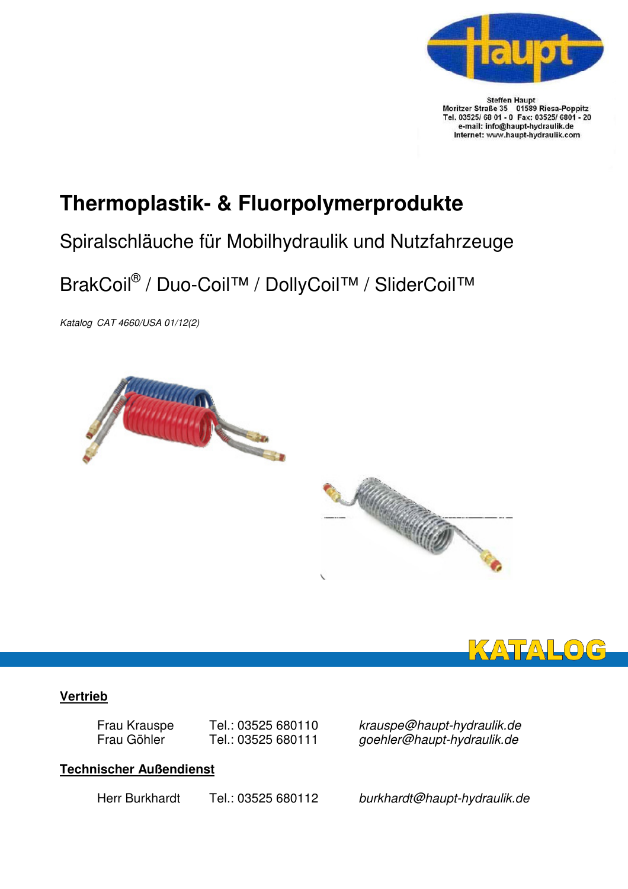Steffen Haupt
Moritzer Straße 35 01589 Riesa-Poppitz
Tel. 03525/ 68 01 - 0 Fax: 03525/ 6801 - 20
e-mail: info@haupt-hydraulik.de
Internet: www.haupt-hydraulik.com

# Thermoplastik- & Fluorpolymerprodukte

## Spiralschläuche für Mobilhydraulik und Nutzfahrzeuge

## BrakCoil® / Duo-Coil™ / DollyCoil™ / SliderCoil™

*Katalog CAT 4660/USA 01/12(2)*

KATALOG

**Vertrieb**

| | | |
|---|---|---|
| Frau Krauspe | Tel.: 03525 680110 | *krauspe@haupt-hydraulik.de* |
| Frau Göhler | Tel.: 03525 680111 | *goehler@haupt-hydraulik.de* |

**Technischer Außendienst**

| | | |
|---|---|---|
| Herr Burkhardt | Tel.: 03525 680112 | *burkhardt@haupt-hydraulik.de* |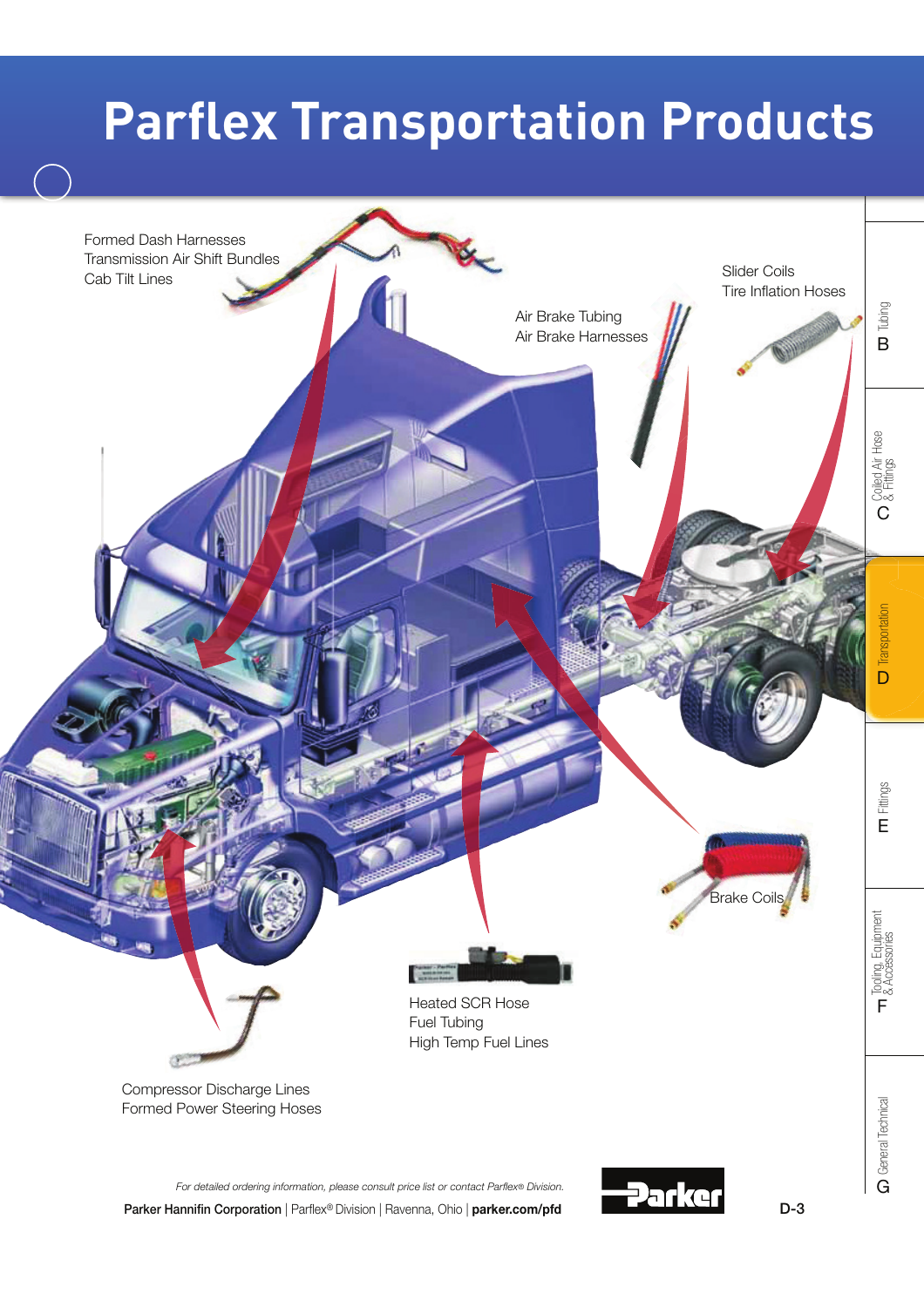# Parflex Transportation Products

Formed Dash Harnesses
Transmission Air Shift Bundles
Cab Tilt Lines

Air Brake Tubing
Air Brake Harnesses

Slider Coils
Tire Inflation Hoses

Brake Coils

Heated SCR Hose
Fuel Tubing
High Temp Fuel Lines

Compressor Discharge Lines
Formed Power Steering Hoses

*For detailed ordering information, please consult price list or contact Parflex® Division.*

**Parker Hannifin Corporation** | Parflex® Division | Ravenna, Ohio | **parker.com/pfd**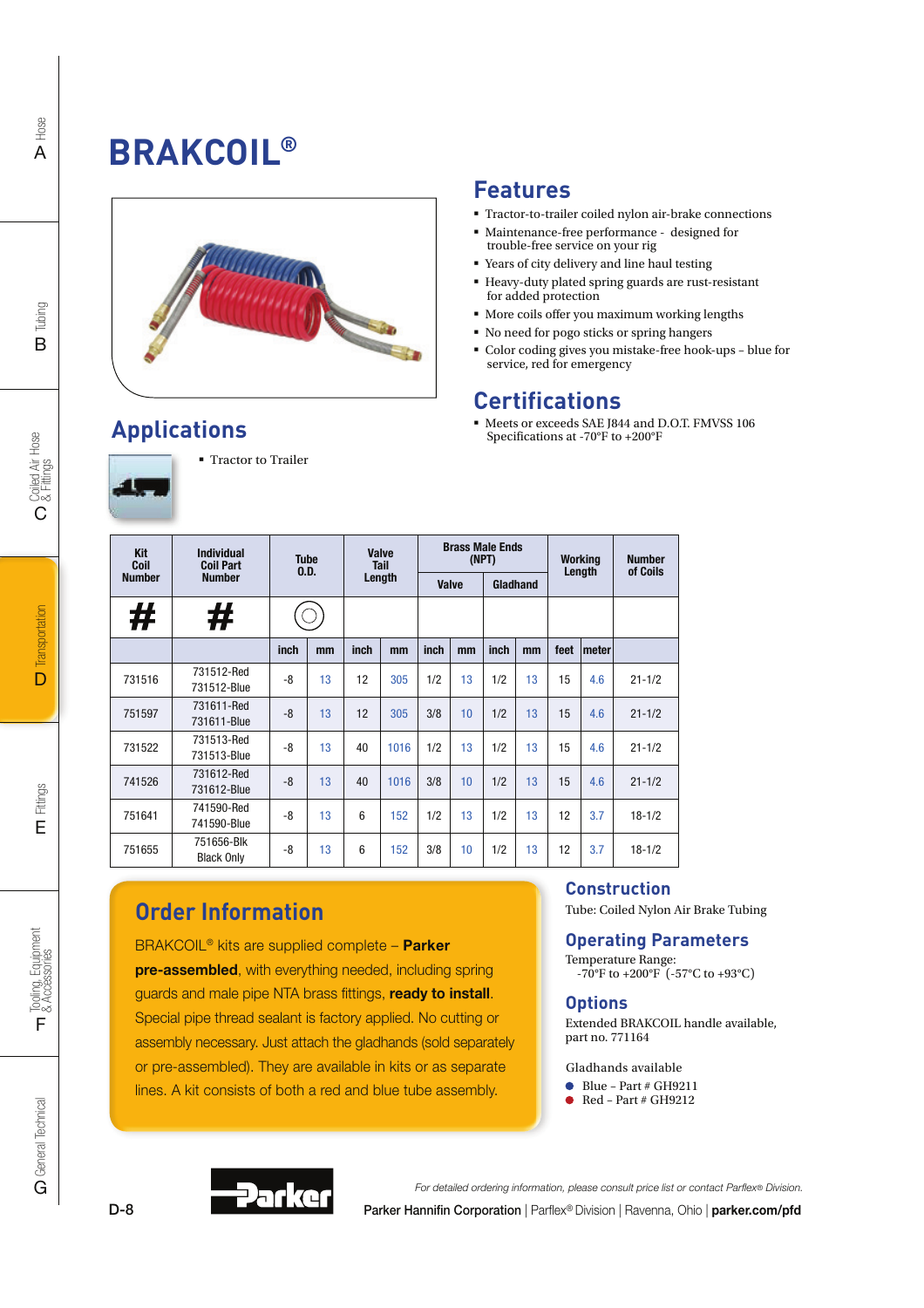# BRAKCOIL®

## Features

- Tractor-to-trailer coiled nylon air-brake connections
- Maintenance-free performance - designed for trouble-free service on your rig
- Years of city delivery and line haul testing
- Heavy-duty plated spring guards are rust-resistant for added protection
- More coils offer you maximum working lengths
- No need for pogo sticks or spring hangers
- Color coding gives you mistake-free hook-ups – blue for service, red for emergency

## Certifications

- Meets or exceeds SAE J844 and D.O.T. FMVSS 106 Specifications at -70°F to +200°F

## Applications

- Tractor to Trailer

| Kit Coil Number | Individual Coil Part Number | Tube O.D. | | Valve Tail Length | | Brass Male Ends (NPT) | | | | Working Length | | Number of Coils |
|---|---|---|---|---|---|---|---|---|---|---|---|---|
| | | | | | | Valve | | Gladhand | | | | |
| # | # | | | | | | | | | | | |
| | | inch | mm | inch | mm | inch | mm | inch | mm | feet | meter | |
| 731516 | 731512-Red 731512-Blue | -8 | 13 | 12 | 305 | 1/2 | 13 | 1/2 | 13 | 15 | 4.6 | 21-1/2 |
| 751597 | 731611-Red 731611-Blue | -8 | 13 | 12 | 305 | 3/8 | 10 | 1/2 | 13 | 15 | 4.6 | 21-1/2 |
| 731522 | 731513-Red 731513-Blue | -8 | 13 | 40 | 1016 | 1/2 | 13 | 1/2 | 13 | 15 | 4.6 | 21-1/2 |
| 741526 | 731612-Red 731612-Blue | -8 | 13 | 40 | 1016 | 3/8 | 10 | 1/2 | 13 | 15 | 4.6 | 21-1/2 |
| 751641 | 741590-Red 741590-Blue | -8 | 13 | 6 | 152 | 1/2 | 13 | 1/2 | 13 | 12 | 3.7 | 18-1/2 |
| 751655 | 751656-Blk Black Only | -8 | 13 | 6 | 152 | 3/8 | 10 | 1/2 | 13 | 12 | 3.7 | 18-1/2 |

## Order Information

BRAKCOIL® kits are supplied complete – **Parker pre-assembled**, with everything needed, including spring guards and male pipe NTA brass fittings, **ready to install**. Special pipe thread sealant is factory applied. No cutting or assembly necessary. Just attach the gladhands (sold separately or pre-assembled). They are available in kits or as separate lines. A kit consists of both a red and blue tube assembly.

## Construction

Tube: Coiled Nylon Air Brake Tubing

## Operating Parameters

Temperature Range:
-70°F to +200°F (-57°C to +93°C)

## Options

Extended BRAKCOIL handle available, part no. 771164

Gladhands available

- Blue – Part # GH9211
- Red – Part # GH9212

*For detailed ordering information, please consult price list or contact Parflex® Division.*

Parker Hannifin Corporation | Parflex® Division | Ravenna, Ohio | **parker.com/pfd**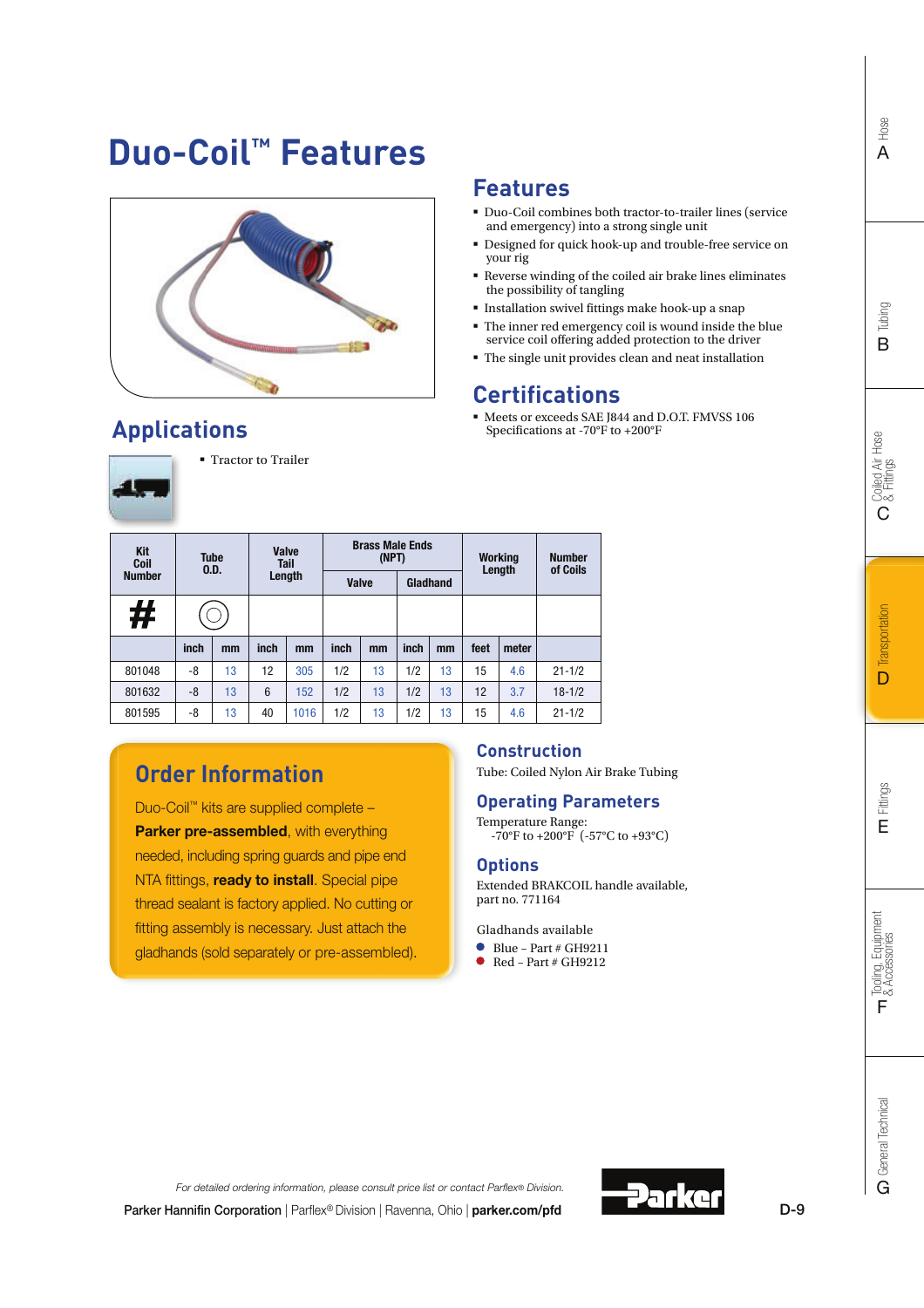# Duo-Coil™ Features

## Applications

- Tractor to Trailer

## Features

- Duo-Coil combines both tractor-to-trailer lines (service and emergency) into a strong single unit
- Designed for quick hook-up and trouble-free service on your rig
- Reverse winding of the coiled air brake lines eliminates the possibility of tangling
- Installation swivel fittings make hook-up a snap
- The inner red emergency coil is wound inside the blue service coil offering added protection to the driver
- The single unit provides clean and neat installation

## Certifications

- Meets or exceeds SAE J844 and D.O.T. FMVSS 106 Specifications at -70°F to +200°F

| Kit Coil Number | Tube O.D. | | Valve Tail Length | | Brass Male Ends (NPT) | | | | Working Length | | Number of Coils |
|---|---|---|---|---|---|---|---|---|---|---|---|
| | | | | | Valve | | Gladhand | | | | |
| # | | | | | | | | | | | |
| | inch | mm | inch | mm | inch | mm | inch | mm | feet | meter | |
| 801048 | -8 | 13 | 12 | 305 | 1/2 | 13 | 1/2 | 13 | 15 | 4.6 | 21-1/2 |
| 801632 | -8 | 13 | 6 | 152 | 1/2 | 13 | 1/2 | 13 | 12 | 3.7 | 18-1/2 |
| 801595 | -8 | 13 | 40 | 1016 | 1/2 | 13 | 1/2 | 13 | 15 | 4.6 | 21-1/2 |

## Order Information

Duo-Coil™ kits are supplied complete – **Parker pre-assembled**, with everything needed, including spring guards and pipe end NTA fittings, **ready to install**. Special pipe thread sealant is factory applied. No cutting or fitting assembly is necessary. Just attach the gladhands (sold separately or pre-assembled).

## Construction

Tube: Coiled Nylon Air Brake Tubing

## Operating Parameters

Temperature Range:
-70°F to +200°F (-57°C to +93°C)

## Options

Extended BRAKCOIL handle available, part no. 771164

Gladhands available

- Blue – Part # GH9211
- Red – Part # GH9212

*For detailed ordering information, please consult price list or contact Parflex® Division.*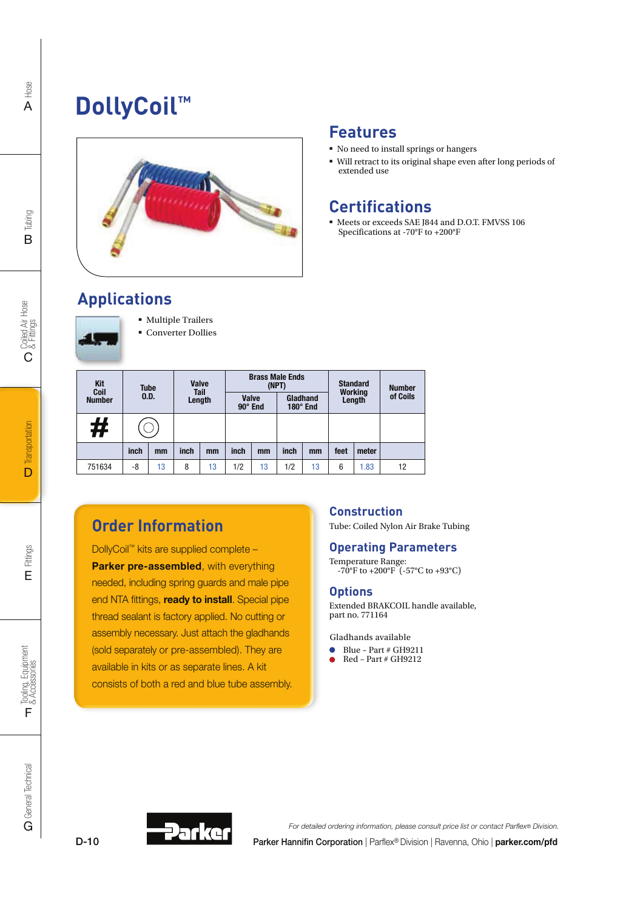# DollyCoil™

## Features

- No need to install springs or hangers
- Will retract to its original shape even after long periods of extended use

## Certifications

- Meets or exceeds SAE J844 and D.O.T. FMVSS 106 Specifications at -70°F to +200°F

## Applications

- Multiple Trailers
- Converter Dollies

| Kit Coil Number | Tube O.D. | | Valve Tail Length | | Brass Male Ends (NPT) | | | | Standard Working Length | | Number of Coils |
|---|---|---|---|---|---|---|---|---|---|---|---|
| | | | | | Valve 90° End | | Gladhand 180° End | | | | |
| # | | | | | | | | | | | |
| | inch | mm | inch | mm | inch | mm | inch | mm | feet | meter | |
| 751634 | -8 | 13 | 8 | 13 | 1/2 | 13 | 1/2 | 13 | 6 | 1.83 | 12 |

## Order Information

DollyCoil™ kits are supplied complete – **Parker pre-assembled**, with everything needed, including spring guards and male pipe end NTA fittings, **ready to install**. Special pipe thread sealant is factory applied. No cutting or assembly necessary. Just attach the gladhands (sold separately or pre-assembled). They are available in kits or as separate lines. A kit consists of both a red and blue tube assembly.

## Construction

Tube: Coiled Nylon Air Brake Tubing

## Operating Parameters

Temperature Range:
-70°F to +200°F (-57°C to +93°C)

## Options

Extended BRAKCOIL handle available, part no. 771164

Gladhands available

- Blue – Part # GH9211
- Red – Part # GH9212

*For detailed ordering information, please consult price list or contact Parflex® Division.*

Parker Hannifin Corporation | Parflex® Division | Ravenna, Ohio | **parker.com/pfd**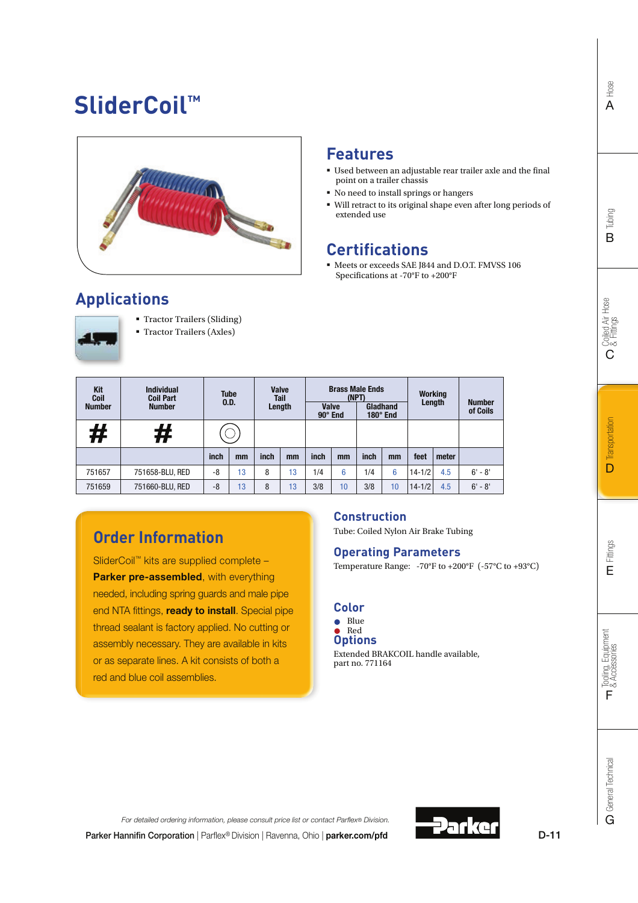# SliderCoil™

## Features

- Used between an adjustable rear trailer axle and the final point on a trailer chassis
- No need to install springs or hangers
- Will retract to its original shape even after long periods of extended use

## Certifications

- Meets or exceeds SAE J844 and D.O.T. FMVSS 106 Specifications at -70°F to +200°F

## Applications

- Tractor Trailers (Sliding)
- Tractor Trailers (Axles)

| Kit Coil Number | Individual Coil Part Number | Tube O.D. | | Valve Tail Length | | Brass Male Ends (NPT) Valve 90° End | | Brass Male Ends (NPT) Gladhand 180° End | | Working Length | | Number of Coils |
|---|---|---|---|---|---|---|---|---|---|---|---|---|
| # | # | | | | | | | | | | | |
| | | inch | mm | inch | mm | inch | mm | inch | mm | feet | meter | |
| 751657 | 751658-BLU, RED | -8 | 13 | 8 | 13 | 1/4 | 6 | 1/4 | 6 | 14-1/2 | 4.5 | 6' - 8' |
| 751659 | 751660-BLU, RED | -8 | 13 | 8 | 13 | 3/8 | 10 | 3/8 | 10 | 14-1/2 | 4.5 | 6' - 8' |

## Order Information

SliderCoil™ kits are supplied complete – **Parker pre-assembled**, with everything needed, including spring guards and male pipe end NTA fittings, **ready to install**. Special pipe thread sealant is factory applied. No cutting or assembly necessary. They are available in kits or as separate lines. A kit consists of both a red and blue coil assemblies.

## Construction

Tube: Coiled Nylon Air Brake Tubing

## Operating Parameters

Temperature Range: -70°F to +200°F (-57°C to +93°C)

## Color

- Blue
- Red

## Options

Extended BRAKCOIL handle available, part no. 771164

*For detailed ordering information, please consult price list or contact Parflex® Division.*

Parker Hannifin Corporation | Parflex® Division | Ravenna, Ohio | parker.com/pfd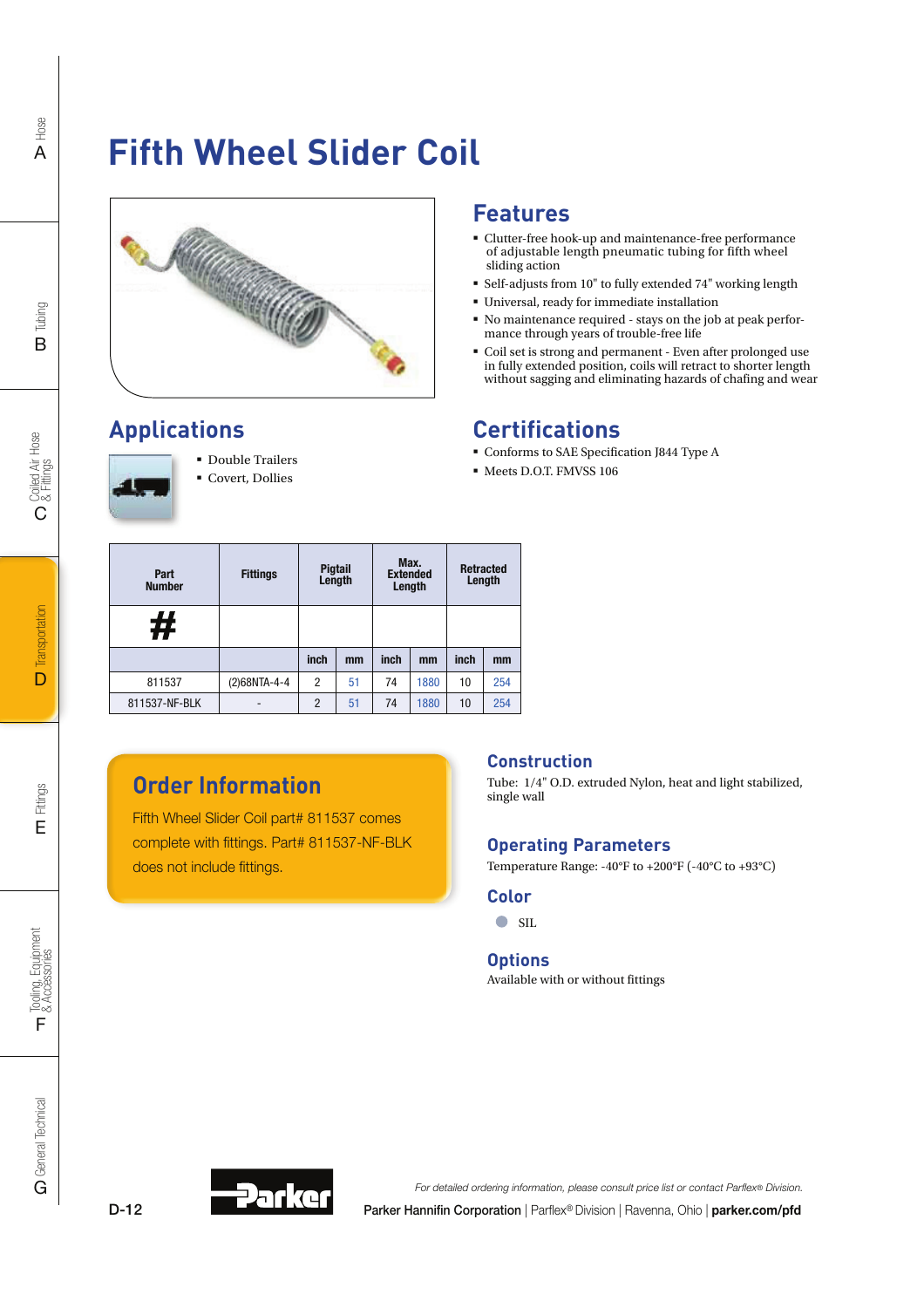# Fifth Wheel Slider Coil

## Features

- Clutter-free hook-up and maintenance-free performance of adjustable length pneumatic tubing for fifth wheel sliding action
- Self-adjusts from 10" to fully extended 74" working length
- Universal, ready for immediate installation
- No maintenance required - stays on the job at peak performance through years of trouble-free life
- Coil set is strong and permanent - Even after prolonged use in fully extended position, coils will retract to shorter length without sagging and eliminating hazards of chafing and wear

## Applications

- Double Trailers
- Covert, Dollies

## Certifications

- Conforms to SAE Specification J844 Type A
- Meets D.O.T. FMVSS 106

| Part Number | Fittings | Pigtail Length | | Max. Extended Length | | Retracted Length | |
|---|---|---|---|---|---|---|---|
| # | | | | | | | |
| | | inch | mm | inch | mm | inch | mm |
| 811537 | (2)68NTA-4-4 | 2 | 51 | 74 | 1880 | 10 | 254 |
| 811537-NF-BLK | - | 2 | 51 | 74 | 1880 | 10 | 254 |

## Order Information

Fifth Wheel Slider Coil part# 811537 comes complete with fittings. Part# 811537-NF-BLK does not include fittings.

### Construction

Tube: 1/4" O.D. extruded Nylon, heat and light stabilized, single wall

### Operating Parameters

Temperature Range: -40°F to +200°F (-40°C to +93°C)

### Color

SIL

### Options

Available with or without fittings

*For detailed ordering information, please consult price list or contact Parflex® Division.*

Parker Hannifin Corporation | Parflex® Division | Ravenna, Ohio | parker.com/pfd